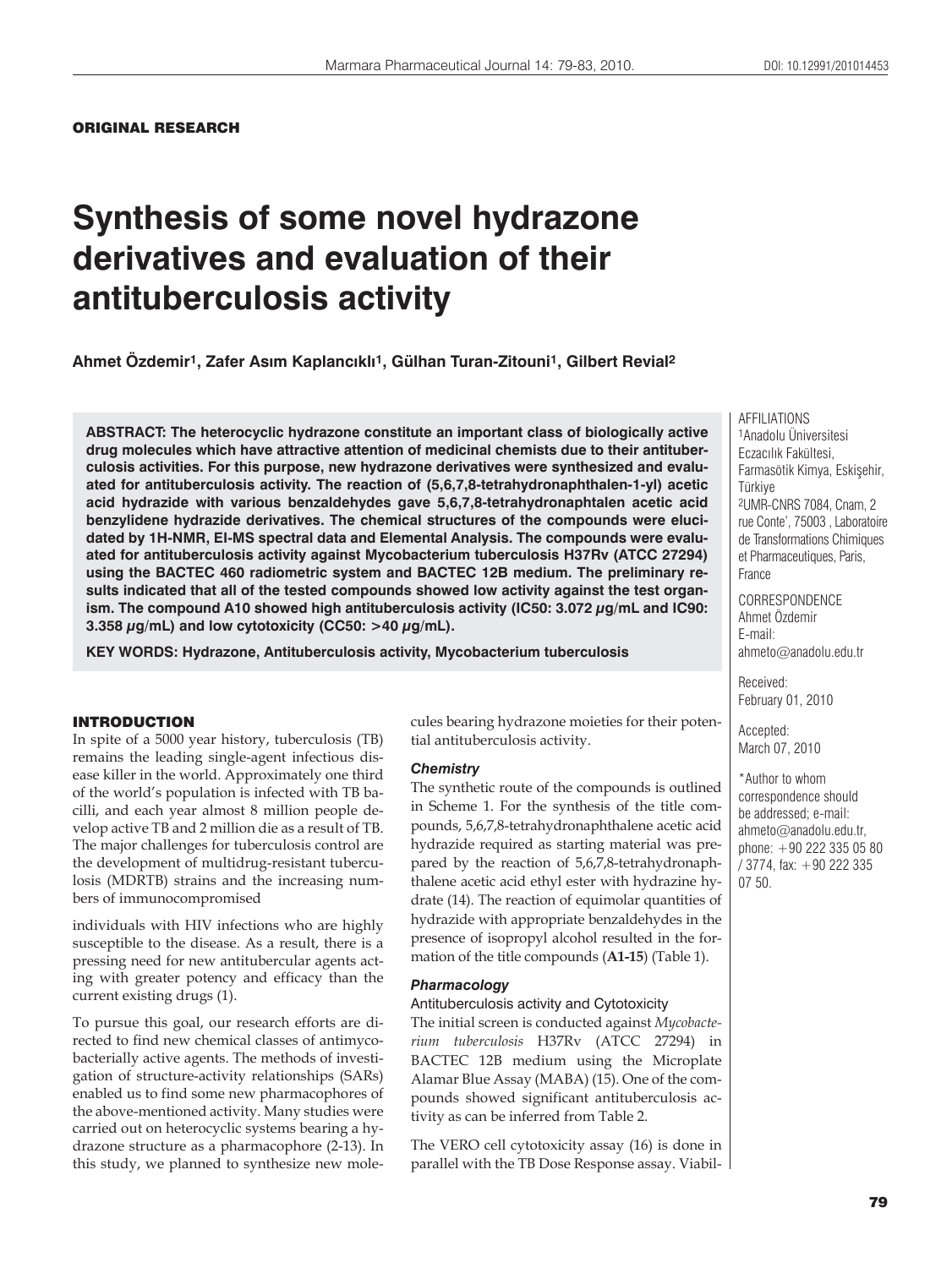**ORIGINAL RESEARCH**

# Synthesis of some novel hydrazone derivatives and evaluation of their antituberculosis activity

**Ahmet Özdemir[1], Zafer Asım Kaplancıklı[1], Gülhan Turan-Zitouni[1], Gilbert Revial[2]**

**ABSTRACT: The heterocyclic hydrazone constitute an important class of biologically active drug molecules which have attractive attention of medicinal chemists due to their antituberculosis activities. For this purpose, new hydrazone derivatives were synthesized and evaluated for antituberculosis activity. The reaction of (5,6,7,8-tetrahydronaphthalen-1-yl) acetic acid hydrazide with various benzaldehydes gave 5,6,7,8-tetrahydronaphtalen acetic acid benzylidene hydrazide derivatives. The chemical structures of the compounds were elucidated by 1H-NMR, EI-MS spectral data and Elemental Analysis. The compounds were evaluated for antituberculosis activity against Mycobacterium tuberculosis H37Rv (ATCC 27294) using the BACTEC 460 radiometric system and BACTEC 12B medium. The preliminary results indicated that all of the tested compounds showed low activity against the test organism. The compound A10 showed high antituberculosis activity (IC50: 3.072 µg/mL and IC90: 3.358 µg/mL) and low cytotoxicity (CC50: >40 µg/mL).**

**KEY WORDS: Hydrazone, Antituberculosis activity, Mycobacterium tuberculosis**

AFFILIATIONS
[1]Anadolu Üniversitesi Eczacılık Fakültesi, Farmasötik Kimya, Eskişehir, Türkiye
[2]UMR-CNRS 7084, Cnam, 2 rue Conte', 75003 , Laboratoire de Transformations Chimiques et Pharmaceutiques, Paris, France

CORRESPONDENCE
Ahmet Özdemir
E-mail: ahmeto@anadolu.edu.tr

Received: February 01, 2010

Accepted: March 07, 2010

*Author to whom correspondence should be addressed; e-mail: ahmeto@anadolu.edu.tr, phone: +90 222 335 05 80 / 3774, fax: +90 222 335 07 50.

## INTRODUCTION

In spite of a 5000 year history, tuberculosis (TB) remains the leading single-agent infectious disease killer in the world. Approximately one third of the world's population is infected with TB bacilli, and each year almost 8 million people develop active TB and 2 million die as a result of TB. The major challenges for tuberculosis control are the development of multidrug-resistant tuberculosis (MDRTB) strains and the increasing numbers of immunocompromised individuals with HIV infections who are highly susceptible to the disease. As a result, there is a pressing need for new antitubercular agents acting with greater potency and efficacy than the current existing drugs (1).

To pursue this goal, our research efforts are directed to find new chemical classes of antimycobacterially active agents. The methods of investigation of structure-activity relationships (SARs) enabled us to find some new pharmacophores of the above-mentioned activity. Many studies were carried out on heterocyclic systems bearing a hydrazone structure as a pharmacophore (2-13). In this study, we planned to synthesize new molecules bearing hydrazone moieties for their potential antituberculosis activity.

### *Chemistry*

The synthetic route of the compounds is outlined in Scheme 1. For the synthesis of the title compounds, 5,6,7,8-tetrahydronaphthalene acetic acid hydrazide required as starting material was prepared by the reaction of 5,6,7,8-tetrahydronaphthalene acetic acid ethyl ester with hydrazine hydrate (14). The reaction of equimolar quantities of hydrazide with appropriate benzaldehydes in the presence of isopropyl alcohol resulted in the formation of the title compounds (**A1-15**) (Table 1).

### *Pharmacology*

Antituberculosis activity and Cytotoxicity

The initial screen is conducted against *Mycobacterium tuberculosis* H37Rv (ATCC 27294) in BACTEC 12B medium using the Microplate Alamar Blue Assay (MABA) (15). One of the compounds showed significant antituberculosis activity as can be inferred from Table 2.

The VERO cell cytotoxicity assay (16) is done in parallel with the TB Dose Response assay. Viabil-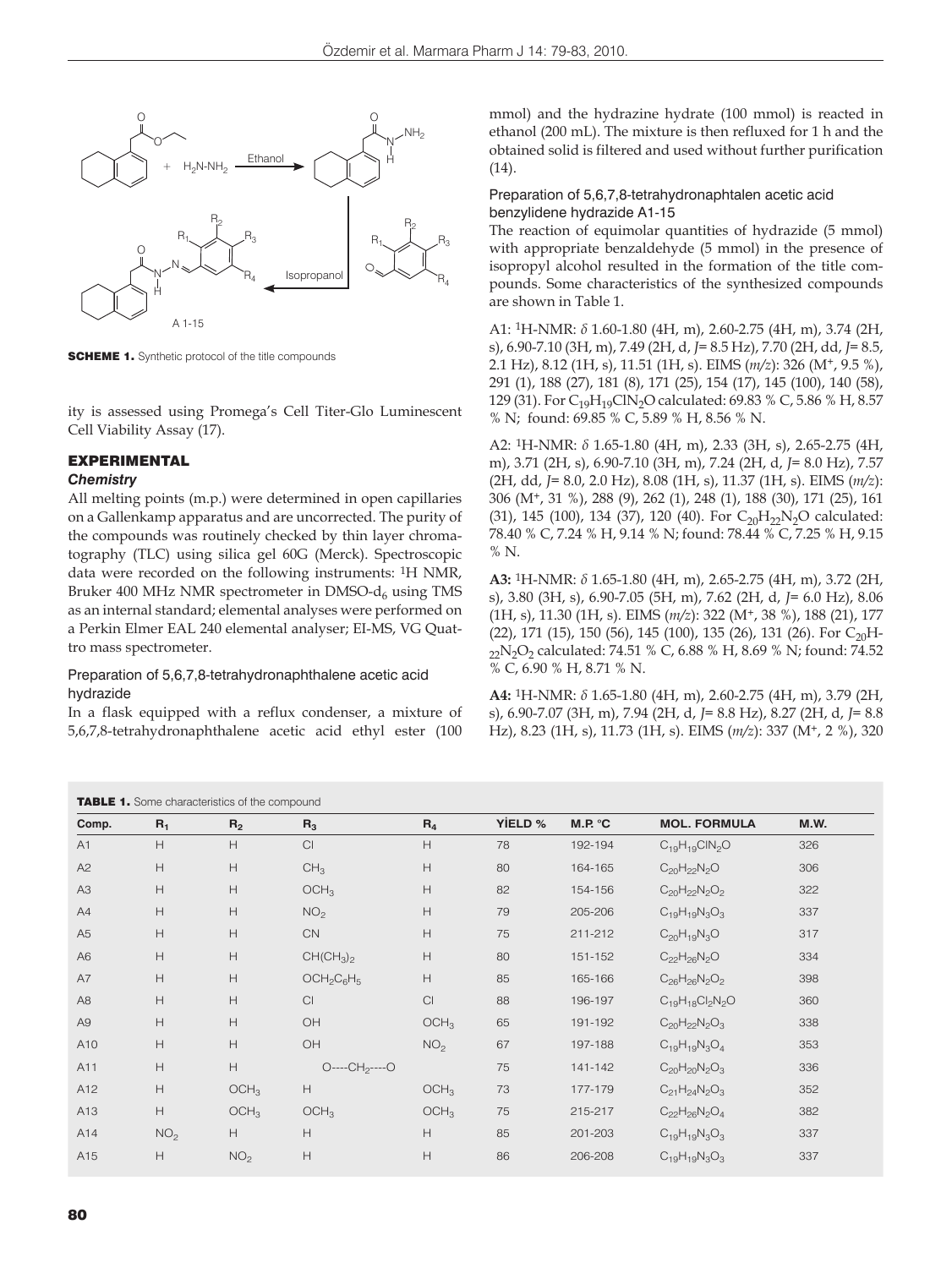SCHEME 1. Synthetic protocol of the title compounds

ity is assessed using Promega's Cell Titer-Glo Luminescent Cell Viability Assay (17).

## EXPERIMENTAL

### Chemistry

All melting points (m.p.) were determined in open capillaries on a Gallenkamp apparatus and are uncorrected. The purity of the compounds was routinely checked by thin layer chromatography (TLC) using silica gel 60G (Merck). Spectroscopic data were recorded on the following instruments: $^1$H NMR, Bruker 400 MHz NMR spectrometer in DMSO-d$_6$ using TMS as an internal standard; elemental analyses were performed on a Perkin Elmer EAL 240 elemental analyser; EI-MS, VG Quattro mass spectrometer.

#### Preparation of 5,6,7,8-tetrahydronaphthalene acetic acid hydrazide

In a flask equipped with a reflux condenser, a mixture of 5,6,7,8-tetrahydronaphthalene acetic acid ethyl ester (100 mmol) and the hydrazine hydrate (100 mmol) is reacted in ethanol (200 mL). The mixture is then refluxed for 1 h and the obtained solid is filtered and used without further purification (14).

#### Preparation of 5,6,7,8-tetrahydronaphtalen acetic acid benzylidene hydrazide A1-15

The reaction of equimolar quantities of hydrazide (5 mmol) with appropriate benzaldehyde (5 mmol) in the presence of isopropyl alcohol resulted in the formation of the title compounds. Some characteristics of the synthesized compounds are shown in Table 1.

A1: $^1$H-NMR: $\delta$ 1.60-1.80 (4H, m), 2.60-2.75 (4H, m), 3.74 (2H, s), 6.90-7.10 (3H, m), 7.49 (2H, d, *J*= 8.5 Hz), 7.70 (2H, dd, *J*= 8.5, 2.1 Hz), 8.12 (1H, s), 11.51 (1H, s). EIMS (*m/z*): 326 (M$^+$, 9.5 %), 291 (1), 188 (27), 181 (8), 171 (25), 154 (17), 145 (100), 140 (58), 129 (31). For $C_{19}H_{19}ClN_2O$ calculated: 69.83 % C, 5.86 % H, 8.57 % N; found: 69.85 % C, 5.89 % H, 8.56 % N.

A2: $^1$H-NMR: $\delta$ 1.65-1.80 (4H, m), 2.33 (3H, s), 2.65-2.75 (4H, m), 3.71 (2H, s), 6.90-7.10 (3H, m), 7.24 (2H, d, *J*= 8.0 Hz), 7.57 (2H, dd, *J*= 8.0, 2.0 Hz), 8.08 (1H, s), 11.37 (1H, s). EIMS (*m/z*): 306 (M$^+$, 31 %), 288 (9), 262 (1), 248 (1), 188 (30), 171 (25), 161 (31), 145 (100), 134 (37), 120 (40). For $C_{20}H_{22}N_2O$ calculated: 78.40 % C, 7.24 % H, 9.14 % N; found: 78.44 % C, 7.25 % H, 9.15 % N.

**A3:** $^1$H-NMR: $\delta$ 1.65-1.80 (4H, m), 2.65-2.75 (4H, m), 3.72 (2H, s), 3.80 (3H, s), 6.90-7.05 (5H, m), 7.62 (2H, d, *J*= 6.0 Hz), 8.06 (1H, s), 11.30 (1H, s). EIMS (*m/z*): 322 (M$^+$, 38 %), 188 (21), 177 (22), 171 (15), 150 (56), 145 (100), 135 (26), 131 (26). For $C_{20}H_{22}N_2O_2$ calculated: 74.51 % C, 6.88 % H, 8.69 % N; found: 74.52 % C, 6.90 % H, 8.71 % N.

**A4:** $^1$H-NMR: $\delta$ 1.65-1.80 (4H, m), 2.60-2.75 (4H, m), 3.79 (2H, s), 6.90-7.07 (3H, m), 7.94 (2H, d, *J*= 8.8 Hz), 8.27 (2H, d, *J*= 8.8 Hz), 8.23 (1H, s), 11.73 (1H, s). EIMS (*m/z*): 337 (M$^+$, 2 %), 320

**TABLE 1.** Some characteristics of the compound

| Comp. | $R_1$ | $R_2$ | $R_3$ | $R_4$ | YİELD % | M.P. °C | MOL. FORMULA | M.W. |
|---|---|---|---|---|---|---|---|---|
| A1 | H | H | Cl | H | 78 | 192-194 | $C_{19}H_{19}ClN_2O$ | 326 |
| A2 | H | H | $CH_3$ | H | 80 | 164-165 | $C_{20}H_{22}N_2O$ | 306 |
| A3 | H | H | $OCH_3$ | H | 82 | 154-156 | $C_{20}H_{22}N_2O_2$ | 322 |
| A4 | H | H | $NO_2$ | H | 79 | 205-206 | $C_{19}H_{19}N_3O_3$ | 337 |
| A5 | H | H | CN | H | 75 | 211-212 | $C_{20}H_{19}N_3O$ | 317 |
| A6 | H | H | $CH(CH_3)_2$ | H | 80 | 151-152 | $C_{22}H_{26}N_2O$ | 334 |
| A7 | H | H | $OCH_2C_6H_5$ | H | 85 | 165-166 | $C_{26}H_{26}N_2O_2$ | 398 |
| A8 | H | H | Cl | Cl | 88 | 196-197 | $C_{19}H_{18}Cl_2N_2O$ | 360 |
| A9 | H | H | OH | $OCH_3$ | 65 | 191-192 | $C_{20}H_{22}N_2O_3$ | 338 |
| A10 | H | H | OH | $NO_2$ | 67 | 197-188 | $C_{19}H_{19}N_3O_4$ | 353 |
| A11 | H | H | O----$CH_2$----O | | 75 | 141-142 | $C_{20}H_{20}N_2O_3$ | 336 |
| A12 | H | $OCH_3$ | H | $OCH_3$ | 73 | 177-179 | $C_{21}H_{24}N_2O_3$ | 352 |
| A13 | H | $OCH_3$ | $OCH_3$ | $OCH_3$ | 75 | 215-217 | $C_{22}H_{26}N_2O_4$ | 382 |
| A14 | $NO_2$ | H | H | H | 85 | 201-203 | $C_{19}H_{19}N_3O_3$ | 337 |
| A15 | H | $NO_2$ | H | H | 86 | 206-208 | $C_{19}H_{19}N_3O_3$ | 337 |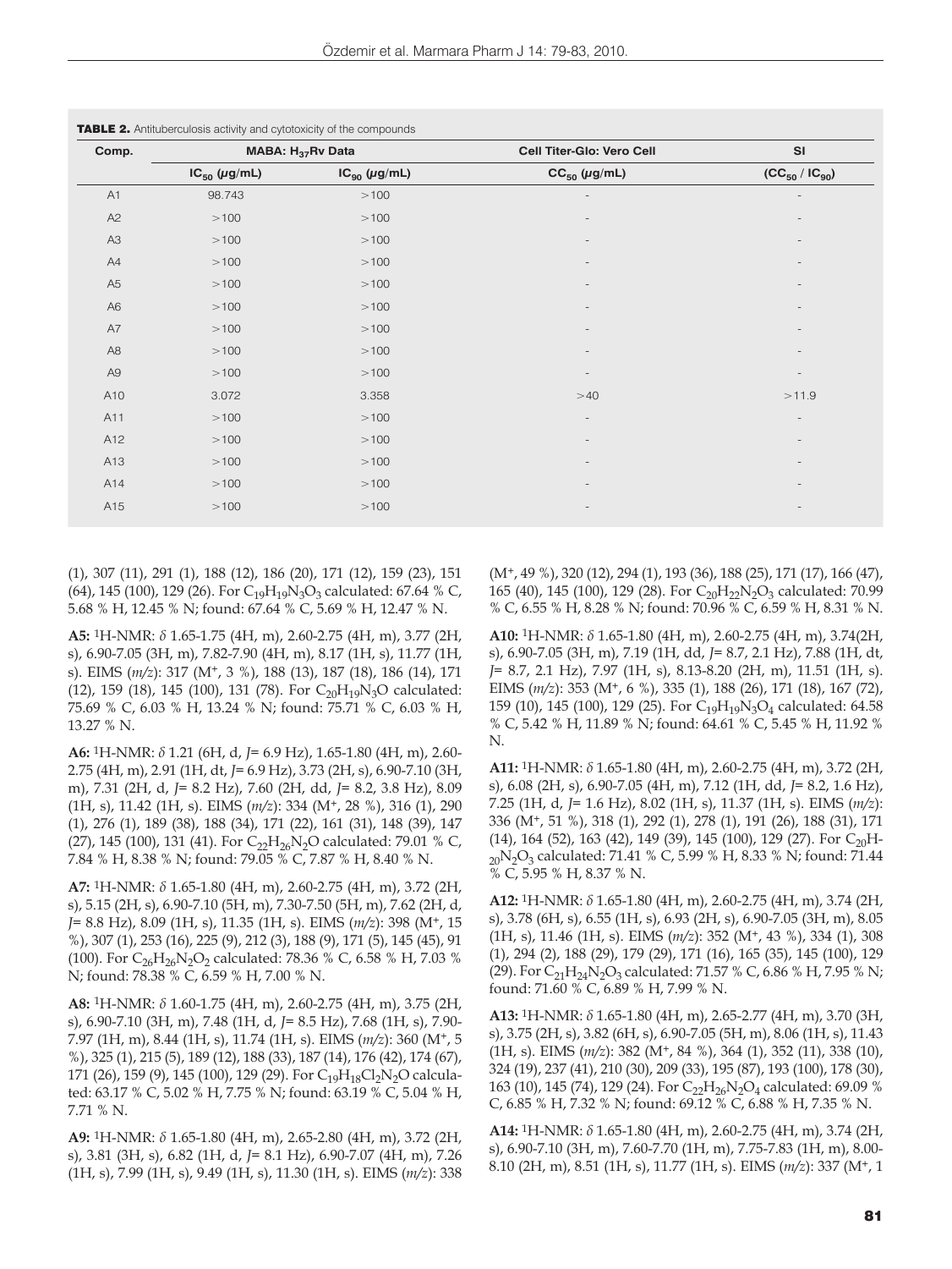**TABLE 2.** Antituberculosis activity and cytotoxicity of the compounds

| Comp. | MABA: $H_{37}$Rv Data | | Cell Titer-Glo: Vero Cell | SI |
|---|---|---|---|---|
| | $IC_{50}$ (μg/mL) | $IC_{90}$ (μg/mL) | $CC_{50}$ (μg/mL) | ($CC_{50}$ / $IC_{90}$) |
| A1 | 98.743 | >100 | - | - |
| A2 | >100 | >100 | - | - |
| A3 | >100 | >100 | - | - |
| A4 | >100 | >100 | - | - |
| A5 | >100 | >100 | - | - |
| A6 | >100 | >100 | - | - |
| A7 | >100 | >100 | - | - |
| A8 | >100 | >100 | - | - |
| A9 | >100 | >100 | - | - |
| A10 | 3.072 | 3.358 | >40 | >11.9 |
| A11 | >100 | >100 | - | - |
| A12 | >100 | >100 | - | - |
| A13 | >100 | >100 | - | - |
| A14 | >100 | >100 | - | - |
| A15 | >100 | >100 | - | - |

(1), 307 (11), 291 (1), 188 (12), 186 (20), 171 (12), 159 (23), 151 (64), 145 (100), 129 (26). For $C_{19}H_{19}N_3O_3$ calculated: 67.64 % C, 5.68 % H, 12.45 % N; found: 67.64 % C, 5.69 % H, 12.47 % N.

**A5:** $^1$H-NMR: *δ* 1.65-1.75 (4H, m), 2.60-2.75 (4H, m), 3.77 (2H, s), 6.90-7.05 (3H, m), 7.82-7.90 (4H, m), 8.17 (1H, s), 11.77 (1H, s). EIMS (*m/z*): 317 ($M^+$, 3 %), 188 (13), 187 (18), 186 (14), 171 (12), 159 (18), 145 (100), 131 (78). For $C_{20}H_{19}N_3O$ calculated: 75.69 % C, 6.03 % H, 13.24 % N; found: 75.71 % C, 6.03 % H, 13.27 % N.

**A6:** $^1$H-NMR: *δ* 1.21 (6H, d, *J*= 6.9 Hz), 1.65-1.80 (4H, m), 2.60-2.75 (4H, m), 2.91 (1H, dt, *J*= 6.9 Hz), 3.73 (2H, s), 6.90-7.10 (3H, m), 7.31 (2H, d, *J*= 8.2 Hz), 7.60 (2H, dd, *J*= 8.2, 3.8 Hz), 8.09 (1H, s), 11.42 (1H, s). EIMS (*m/z*): 334 ($M^+$, 28 %), 316 (1), 290 (1), 276 (1), 189 (38), 188 (34), 171 (22), 161 (31), 148 (39), 147 (27), 145 (100), 131 (41). For $C_{22}H_{26}N_2O$ calculated: 79.01 % C, 7.84 % H, 8.38 % N; found: 79.05 % C, 7.87 % H, 8.40 % N.

**A7:** $^1$H-NMR: *δ* 1.65-1.80 (4H, m), 2.60-2.75 (4H, m), 3.72 (2H, s), 5.15 (2H, s), 6.90-7.10 (5H, m), 7.30-7.50 (5H, m), 7.62 (2H, d, *J*= 8.8 Hz), 8.09 (1H, s), 11.35 (1H, s). EIMS (*m/z*): 398 ($M^+$, 15 %), 307 (1), 253 (16), 225 (9), 212 (3), 188 (9), 171 (5), 145 (45), 91 (100). For $C_{26}H_{26}N_2O_2$ calculated: 78.36 % C, 6.58 % H, 7.03 % N; found: 78.38 % C, 6.59 % H, 7.00 % N.

**A8:** $^1$H-NMR: *δ* 1.60-1.75 (4H, m), 2.60-2.75 (4H, m), 3.75 (2H, s), 6.90-7.10 (3H, m), 7.48 (1H, d, *J*= 8.5 Hz), 7.68 (1H, s), 7.90-7.97 (1H, m), 8.44 (1H, s), 11.74 (1H, s). EIMS (*m/z*): 360 ($M^+$, 5 %), 325 (1), 215 (5), 189 (12), 188 (33), 187 (14), 176 (42), 174 (67), 171 (26), 159 (9), 145 (100), 129 (29). For $C_{19}H_{18}Cl_2N_2O$ calculated: 63.17 % C, 5.02 % H, 7.75 % N; found: 63.19 % C, 5.04 % H, 7.71 % N.

**A9:** $^1$H-NMR: *δ* 1.65-1.80 (4H, m), 2.65-2.80 (4H, m), 3.72 (2H, s), 3.81 (3H, s), 6.82 (1H, d, *J*= 8.1 Hz), 6.90-7.07 (4H, m), 7.26 (1H, s), 7.99 (1H, s), 9.49 (1H, s), 11.30 (1H, s). EIMS (*m/z*): 338 ($M^+$, 49 %), 320 (12), 294 (1), 193 (36), 188 (25), 171 (17), 166 (47), 165 (40), 145 (100), 129 (28). For $C_{20}H_{22}N_2O_3$ calculated: 70.99 % C, 6.55 % H, 8.28 % N; found: 70.96 % C, 6.59 % H, 8.31 % N.

**A10:** $^1$H-NMR: *δ* 1.65-1.80 (4H, m), 2.60-2.75 (4H, m), 3.74(2H, s), 6.90-7.05 (3H, m), 7.19 (1H, dd, *J*= 8.7, 2.1 Hz), 7.88 (1H, dt, *J*= 8.7, 2.1 Hz), 7.97 (1H, s), 8.13-8.20 (2H, m), 11.51 (1H, s). EIMS (*m/z*): 353 ($M^+$, 6 %), 335 (1), 188 (26), 171 (18), 167 (72), 159 (10), 145 (100), 129 (25). For $C_{19}H_{19}N_3O_4$ calculated: 64.58 % C, 5.42 % H, 11.89 % N; found: 64.61 % C, 5.45 % H, 11.92 % N.

**A11:** $^1$H-NMR: *δ* 1.65-1.80 (4H, m), 2.60-2.75 (4H, m), 3.72 (2H, s), 6.08 (2H, s), 6.90-7.05 (4H, m), 7.12 (1H, dd, *J*= 8.2, 1.6 Hz), 7.25 (1H, d, *J*= 1.6 Hz), 8.02 (1H, s), 11.37 (1H, s). EIMS (*m/z*): 336 ($M^+$, 51 %), 318 (1), 292 (1), 278 (1), 191 (26), 188 (31), 171 (14), 164 (52), 163 (42), 149 (39), 145 (100), 129 (27). For $C_{20}H_{20}N_2O_3$ calculated: 71.41 % C, 5.99 % H, 8.33 % N; found: 71.44 % C, 5.95 % H, 8.37 % N.

**A12:** $^1$H-NMR: *δ* 1.65-1.80 (4H, m), 2.60-2.75 (4H, m), 3.74 (2H, s), 3.78 (6H, s), 6.55 (1H, s), 6.93 (2H, s), 6.90-7.05 (3H, m), 8.05 (1H, s), 11.46 (1H, s). EIMS (*m/z*): 352 ($M^+$, 43 %), 334 (1), 308 (1), 294 (2), 188 (29), 179 (29), 171 (16), 165 (35), 145 (100), 129 (29). For $C_{21}H_{24}N_2O_3$ calculated: 71.57 % C, 6.86 % H, 7.95 % N; found: 71.60 % C, 6.89 % H, 7.99 % N.

**A13:** $^1$H-NMR: *δ* 1.65-1.80 (4H, m), 2.65-2.77 (4H, m), 3.70 (3H, s), 3.75 (2H, s), 3.82 (6H, s), 6.90-7.05 (5H, m), 8.06 (1H, s), 11.43 (1H, s). EIMS (*m/z*): 382 ($M^+$, 84 %), 364 (1), 352 (11), 338 (10), 324 (19), 237 (41), 210 (30), 209 (33), 195 (87), 193 (100), 178 (30), 163 (10), 145 (74), 129 (24). For $C_{22}H_{26}N_2O_4$ calculated: 69.09 % C, 6.85 % H, 7.32 % N; found: 69.12 % C, 6.88 % H, 7.35 % N.

**A14:** $^1$H-NMR: *δ* 1.65-1.80 (4H, m), 2.60-2.75 (4H, m), 3.74 (2H, s), 6.90-7.10 (3H, m), 7.60-7.70 (1H, m), 7.75-7.83 (1H, m), 8.00-8.10 (2H, m), 8.51 (1H, s), 11.77 (1H, s). EIMS (*m/z*): 337 ($M^+$, 1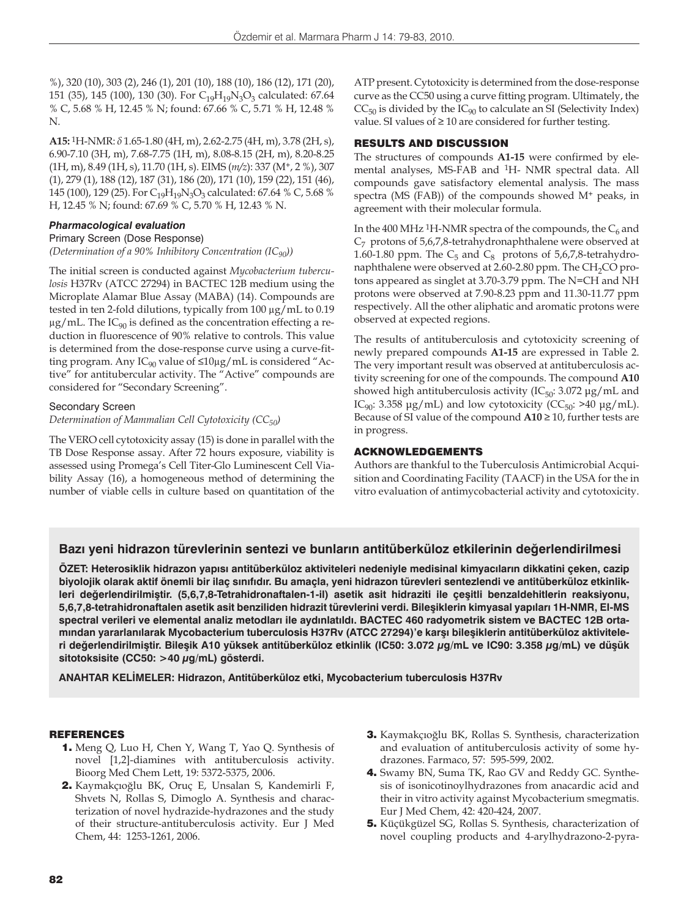%), 320 (10), 303 (2), 246 (1), 201 (10), 188 (10), 186 (12), 171 (20), 151 (35), 145 (100), 130 (30). For $C_{19}H_{19}N_3O_3$ calculated: 67.64 % C, 5.68 % H, 12.45 % N; found: 67.66 % C, 5.71 % H, 12.48 % N.

**A15:** $^1$H-NMR: $\delta$ 1.65-1.80 (4H, m), 2.62-2.75 (4H, m), 3.78 (2H, s), 6.90-7.10 (3H, m), 7.68-7.75 (1H, m), 8.08-8.15 (2H, m), 8.20-8.25 (1H, m), 8.49 (1H, s), 11.70 (1H, s). EIMS (*m/z*): 337 ($M^+$, 2 %), 307 (1), 279 (1), 188 (12), 187 (31), 186 (20), 171 (10), 159 (22), 151 (46), 145 (100), 129 (25). For $C_{19}H_{19}N_3O_3$ calculated: 67.64 % C, 5.68 % H, 12.45 % N; found: 67.69 % C, 5.70 % H, 12.43 % N.

### *Pharmacological evaluation*

Primary Screen (Dose Response)

*(Determination of a 90% Inhibitory Concentration ($IC_{90}$))*

The initial screen is conducted against *Mycobacterium tuberculosis* H37Rv (ATCC 27294) in BACTEC 12B medium using the Microplate Alamar Blue Assay (MABA) (14). Compounds are tested in ten 2-fold dilutions, typically from 100 µg/mL to 0.19 µg/mL. The $IC_{90}$ is defined as the concentration effecting a reduction in fluorescence of 90% relative to controls. This value is determined from the dose-response curve using a curve-fitting program. Any $IC_{90}$ value of ≤10µg/mL is considered "Active" for antitubercular activity. The "Active" compounds are considered for "Secondary Screening".

Secondary Screen

*Determination of Mammalian Cell Cytotoxicity ($CC_{50}$)*

The VERO cell cytotoxicity assay (15) is done in parallel with the TB Dose Response assay. After 72 hours exposure, viability is assessed using Promega's Cell Titer-Glo Luminescent Cell Viability Assay (16), a homogeneous method of determining the number of viable cells in culture based on quantitation of the ATP present. Cytotoxicity is determined from the dose-response curve as the CC50 using a curve fitting program. Ultimately, the $CC_{50}$ is divided by the $IC_{90}$ to calculate an SI (Selectivity Index) value. SI values of ≥ 10 are considered for further testing.

## RESULTS AND DISCUSSION

The structures of compounds **A1-15** were confirmed by elemental analyses, MS-FAB and $^1$H- NMR spectral data. All compounds gave satisfactory elemental analysis. The mass spectra (MS (FAB)) of the compounds showed $M^+$ peaks, in agreement with their molecular formula.

In the 400 MHz $^1$H-NMR spectra of the compounds, the $C_6$ and $C_7$ protons of 5,6,7,8-tetrahydronaphthalene were observed at 1.60-1.80 ppm. The $C_5$ and $C_8$ protons of 5,6,7,8-tetrahydronaphthalene were observed at 2.60-2.80 ppm. The $CH_2CO$ protons appeared as singlet at 3.70-3.79 ppm. The N=CH and NH protons were observed at 7.90-8.23 ppm and 11.30-11.77 ppm respectively. All the other aliphatic and aromatic protons were observed at expected regions.

The results of antituberculosis and cytotoxicity screening of newly prepared compounds **A1-15** are expressed in Table 2. The very important result was observed at antituberculosis activity screening for one of the compounds. The compound **A10** showed high antituberculosis activity ($IC_{50}$: 3.072 µg/mL and $IC_{90}$: 3.358 µg/mL) and low cytotoxicity ($CC_{50}$: >40 µg/mL). Because of SI value of the compound **A10** ≥ 10, further tests are in progress.

## ACKNOWLEDGEMENTS

Authors are thankful to the Tuberculosis Antimicrobial Acquisition and Coordinating Facility (TAACF) in the USA for the in vitro evaluation of antimycobacterial activity and cytotoxicity.

## Bazı yeni hidrazon türevlerinin sentezi ve bunların antitüberküloz etkilerinin değerlendirilmesi

**ÖZET: Heterosiklik hidrazon yapısı antitüberküloz aktiviteleri nedeniyle medisinal kimyacıların dikkatini çeken, cazip biyolojik olarak aktif önemli bir ilaç sınıfıdır. Bu amaçla, yeni hidrazon türevleri sentezlendi ve antitüberküloz etkinlikleri değerlendirilmiştir. (5,6,7,8-Tetrahidronaftalen-1-il) asetik asit hidraziti ile çeşitli benzaldehitlerin reaksiyonu, 5,6,7,8-tetrahidronaftalen asetik asit benziliden hidrazit türevlerini verdi. Bileşiklerin kimyasal yapıları 1H-NMR, EI-MS spectral verileri ve elemental analiz metodları ile aydınlatıldı. BACTEC 460 radyometrik sistem ve BACTEC 12B ortamından yararlanılarak Mycobacterium tuberculosis H37Rv (ATCC 27294)'e karşı bileşiklerin antitüberküloz aktiviteleri değerlendirilmiştir. Bileşik A10 yüksek antitüberküloz etkinlik (IC50: 3.072 µg/mL ve IC90: 3.358 µg/mL) ve düşük sitotoksisite (CC50: >40 µg/mL) gösterdi.**

**ANAHTAR KELİMELER: Hidrazon, Antitüberküloz etki, Mycobacterium tuberculosis H37Rv**

## REFERENCES

1. Meng Q, Luo H, Chen Y, Wang T, Yao Q. Synthesis of novel [1,2]-diamines with antituberculosis activity. Bioorg Med Chem Lett, 19: 5372-5375, 2006.
2. Kaymakçıoğlu BK, Oruç E, Unsalan S, Kandemirli F, Shvets N, Rollas S, Dimoglo A. Synthesis and characterization of novel hydrazide-hydrazones and the study of their structure-antituberculosis activity. Eur J Med Chem, 44: 1253-1261, 2006.
3. Kaymakçıoğlu BK, Rollas S. Synthesis, characterization and evaluation of antituberculosis activity of some hydrazones. Farmaco, 57: 595-599, 2002.
4. Swamy BN, Suma TK, Rao GV and Reddy GC. Synthesis of isonicotinoylhydrazones from anacardic acid and their in vitro activity against Mycobacterium smegmatis. Eur J Med Chem, 42: 420-424, 2007.
5. Küçükgüzel SG, Rollas S. Synthesis, characterization of novel coupling products and 4-arylhydrazono-2-pyra-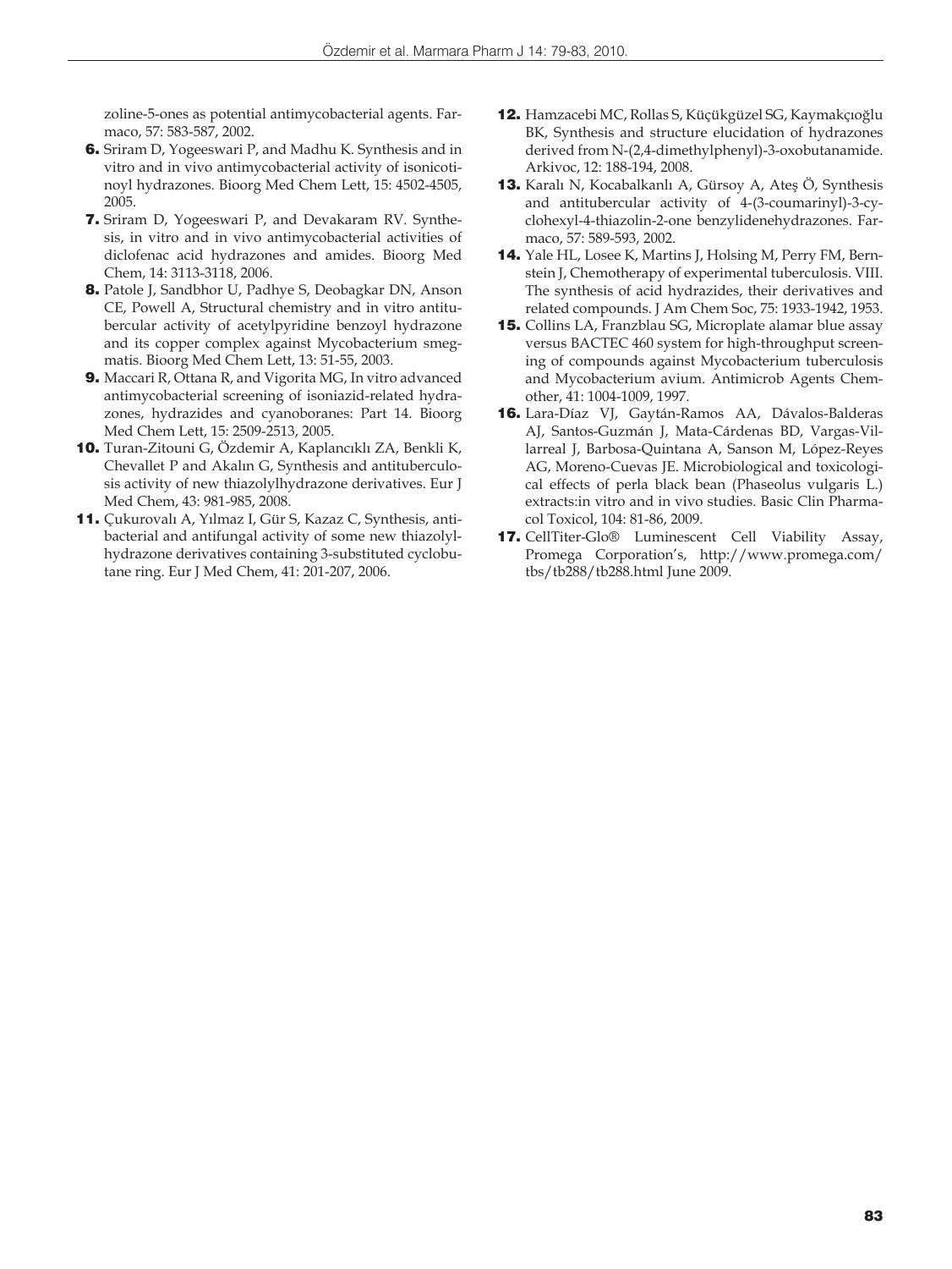zoline-5-ones as potential antimycobacterial agents. Farmaco, 57: 583-587, 2002.

6. Sriram D, Yogeeswari P, and Madhu K. Synthesis and in vitro and in vivo antimycobacterial activity of isonicotinoyl hydrazones. Bioorg Med Chem Lett, 15: 4502-4505, 2005.
7. Sriram D, Yogeeswari P, and Devakaram RV. Synthesis, in vitro and in vivo antimycobacterial activities of diclofenac acid hydrazones and amides. Bioorg Med Chem, 14: 3113-3118, 2006.
8. Patole J, Sandbhor U, Padhye S, Deobagkar DN, Anson CE, Powell A, Structural chemistry and in vitro antitubercular activity of acetylpyridine benzoyl hydrazone and its copper complex against Mycobacterium smegmatis. Bioorg Med Chem Lett, 13: 51-55, 2003.
9. Maccari R, Ottana R, and Vigorita MG, In vitro advanced antimycobacterial screening of isoniazid-related hydrazones, hydrazides and cyanoboranes: Part 14. Bioorg Med Chem Lett, 15: 2509-2513, 2005.
10. Turan-Zitouni G, Özdemir A, Kaplancıklı ZA, Benkli K, Chevallet P and Akalın G, Synthesis and antituberculosis activity of new thiazolylhydrazone derivatives. Eur J Med Chem, 43: 981-985, 2008.
11. Çukurovalı A, Yılmaz I, Gür S, Kazaz C, Synthesis, antibacterial and antifungal activity of some new thiazolylhydrazone derivatives containing 3-substituted cyclobutane ring. Eur J Med Chem, 41: 201-207, 2006.
12. Hamzacebi MC, Rollas S, Küçükgüzel SG, Kaymakçıoğlu BK, Synthesis and structure elucidation of hydrazones derived from N-(2,4-dimethylphenyl)-3-oxobutanamide. Arkivoc, 12: 188-194, 2008.
13. Karalı N, Kocabalkanlı A, Gürsoy A, Ateş Ö, Synthesis and antitubercular activity of 4-(3-coumarinyl)-3-cyclohexyl-4-thiazolin-2-one benzylidenehydrazones. Farmaco, 57: 589-593, 2002.
14. Yale HL, Losee K, Martins J, Holsing M, Perry FM, Bernstein J, Chemotherapy of experimental tuberculosis. VIII. The synthesis of acid hydrazides, their derivatives and related compounds. J Am Chem Soc, 75: 1933-1942, 1953.
15. Collins LA, Franzblau SG, Microplate alamar blue assay versus BACTEC 460 system for high-throughput screening of compounds against Mycobacterium tuberculosis and Mycobacterium avium. Antimicrob Agents Chemother, 41: 1004-1009, 1997.
16. Lara-Díaz VJ, Gaytán-Ramos AA, Dávalos-Balderas AJ, Santos-Guzmán J, Mata-Cárdenas BD, Vargas-Villarreal J, Barbosa-Quintana A, Sanson M, López-Reyes AG, Moreno-Cuevas JE. Microbiological and toxicological effects of perla black bean (Phaseolus vulgaris L.) extracts:in vitro and in vivo studies. Basic Clin Pharmacol Toxicol, 104: 81-86, 2009.
17. CellTiter-Glo® Luminescent Cell Viability Assay, Promega Corporation's, http://www.promega.com/tbs/tb288/tb288.html June 2009.